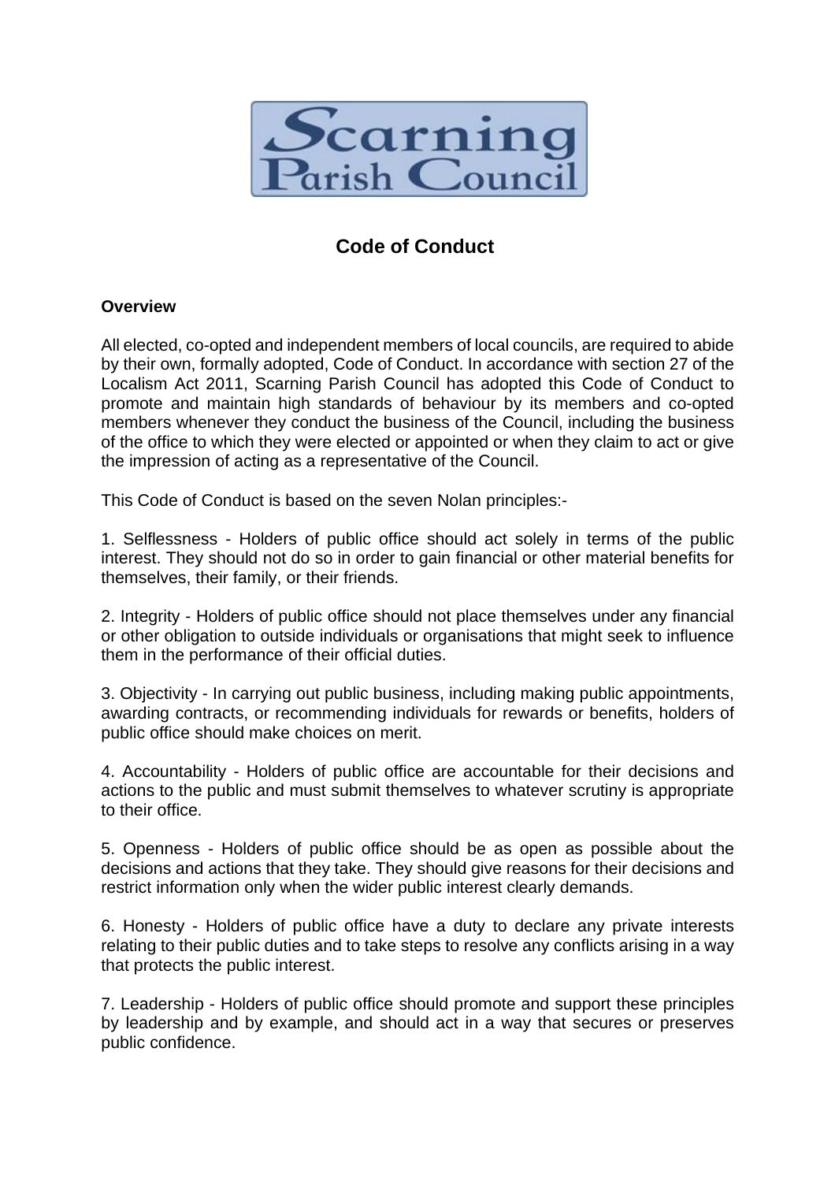Scarning Parish Council

# Code of Conduct

**Overview**

All elected, co-opted and independent members of local councils, are required to abide by their own, formally adopted, Code of Conduct. In accordance with section 27 of the Localism Act 2011, Scarning Parish Council has adopted this Code of Conduct to promote and maintain high standards of behaviour by its members and co-opted members whenever they conduct the business of the Council, including the business of the office to which they were elected or appointed or when they claim to act or give the impression of acting as a representative of the Council.

This Code of Conduct is based on the seven Nolan principles:-

1. Selflessness - Holders of public office should act solely in terms of the public interest. They should not do so in order to gain financial or other material benefits for themselves, their family, or their friends.

2. Integrity - Holders of public office should not place themselves under any financial or other obligation to outside individuals or organisations that might seek to influence them in the performance of their official duties.

3. Objectivity - In carrying out public business, including making public appointments, awarding contracts, or recommending individuals for rewards or benefits, holders of public office should make choices on merit.

4. Accountability - Holders of public office are accountable for their decisions and actions to the public and must submit themselves to whatever scrutiny is appropriate to their office.

5. Openness - Holders of public office should be as open as possible about the decisions and actions that they take. They should give reasons for their decisions and restrict information only when the wider public interest clearly demands.

6. Honesty - Holders of public office have a duty to declare any private interests relating to their public duties and to take steps to resolve any conflicts arising in a way that protects the public interest.

7. Leadership - Holders of public office should promote and support these principles by leadership and by example, and should act in a way that secures or preserves public confidence.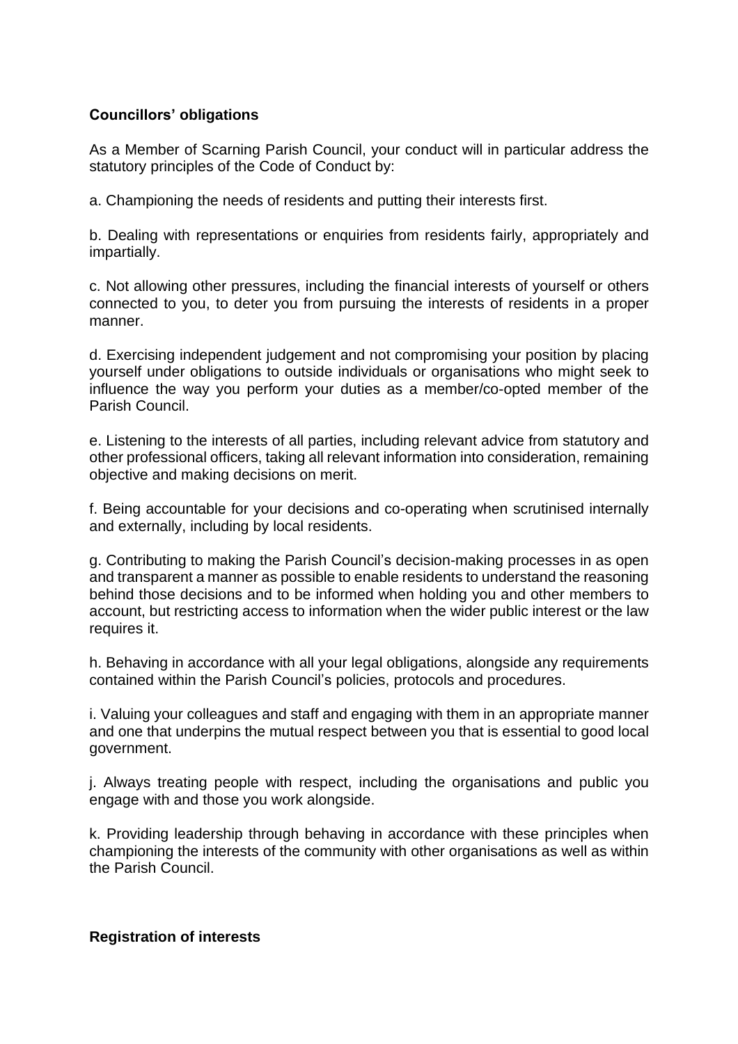**Councillors' obligations**

As a Member of Scarning Parish Council, your conduct will in particular address the statutory principles of the Code of Conduct by:

a. Championing the needs of residents and putting their interests first.

b. Dealing with representations or enquiries from residents fairly, appropriately and impartially.

c. Not allowing other pressures, including the financial interests of yourself or others connected to you, to deter you from pursuing the interests of residents in a proper manner.

d. Exercising independent judgement and not compromising your position by placing yourself under obligations to outside individuals or organisations who might seek to influence the way you perform your duties as a member/co-opted member of the Parish Council.

e. Listening to the interests of all parties, including relevant advice from statutory and other professional officers, taking all relevant information into consideration, remaining objective and making decisions on merit.

f. Being accountable for your decisions and co-operating when scrutinised internally and externally, including by local residents.

g. Contributing to making the Parish Council's decision-making processes in as open and transparent a manner as possible to enable residents to understand the reasoning behind those decisions and to be informed when holding you and other members to account, but restricting access to information when the wider public interest or the law requires it.

h. Behaving in accordance with all your legal obligations, alongside any requirements contained within the Parish Council's policies, protocols and procedures.

i. Valuing your colleagues and staff and engaging with them in an appropriate manner and one that underpins the mutual respect between you that is essential to good local government.

j. Always treating people with respect, including the organisations and public you engage with and those you work alongside.

k. Providing leadership through behaving in accordance with these principles when championing the interests of the community with other organisations as well as within the Parish Council.

**Registration of interests**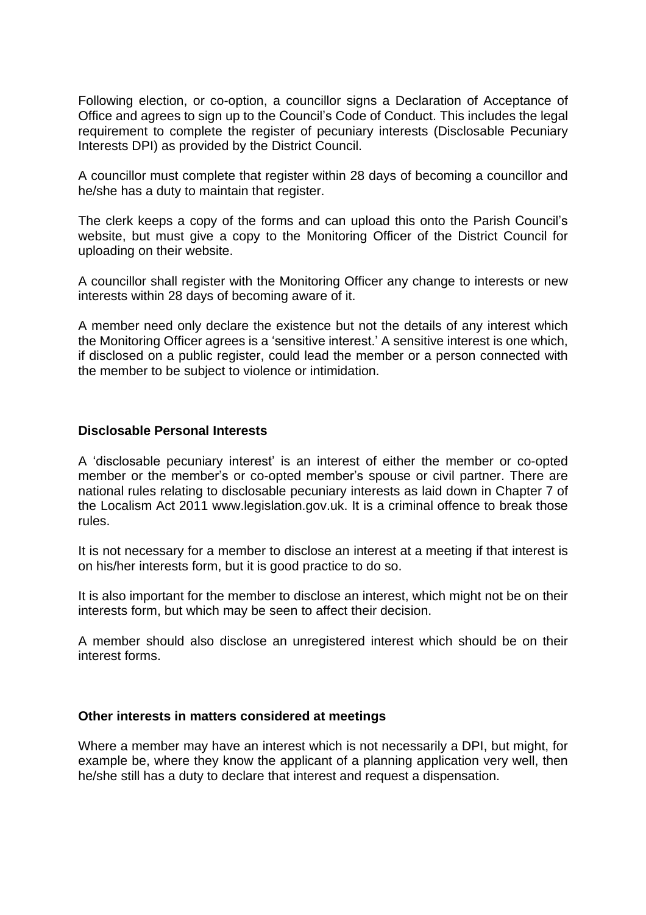Following election, or co-option, a councillor signs a Declaration of Acceptance of Office and agrees to sign up to the Council's Code of Conduct. This includes the legal requirement to complete the register of pecuniary interests (Disclosable Pecuniary Interests DPI) as provided by the District Council.

A councillor must complete that register within 28 days of becoming a councillor and he/she has a duty to maintain that register.

The clerk keeps a copy of the forms and can upload this onto the Parish Council's website, but must give a copy to the Monitoring Officer of the District Council for uploading on their website.

A councillor shall register with the Monitoring Officer any change to interests or new interests within 28 days of becoming aware of it.

A member need only declare the existence but not the details of any interest which the Monitoring Officer agrees is a 'sensitive interest.' A sensitive interest is one which, if disclosed on a public register, could lead the member or a person connected with the member to be subject to violence or intimidation.

**Disclosable Personal Interests**

A 'disclosable pecuniary interest' is an interest of either the member or co-opted member or the member's or co-opted member's spouse or civil partner. There are national rules relating to disclosable pecuniary interests as laid down in Chapter 7 of the Localism Act 2011 www.legislation.gov.uk. It is a criminal offence to break those rules.

It is not necessary for a member to disclose an interest at a meeting if that interest is on his/her interests form, but it is good practice to do so.

It is also important for the member to disclose an interest, which might not be on their interests form, but which may be seen to affect their decision.

A member should also disclose an unregistered interest which should be on their interest forms.

**Other interests in matters considered at meetings**

Where a member may have an interest which is not necessarily a DPI, but might, for example be, where they know the applicant of a planning application very well, then he/she still has a duty to declare that interest and request a dispensation.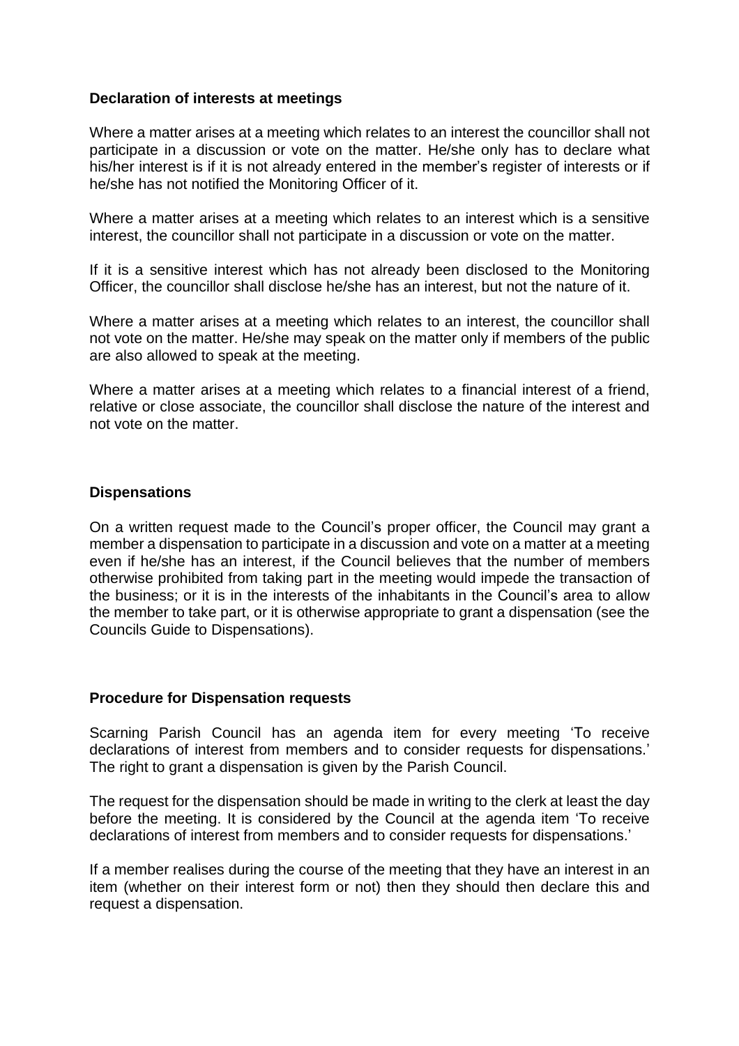**Declaration of interests at meetings**

Where a matter arises at a meeting which relates to an interest the councillor shall not participate in a discussion or vote on the matter. He/she only has to declare what his/her interest is if it is not already entered in the member's register of interests or if he/she has not notified the Monitoring Officer of it.

Where a matter arises at a meeting which relates to an interest which is a sensitive interest, the councillor shall not participate in a discussion or vote on the matter.

If it is a sensitive interest which has not already been disclosed to the Monitoring Officer, the councillor shall disclose he/she has an interest, but not the nature of it.

Where a matter arises at a meeting which relates to an interest, the councillor shall not vote on the matter. He/she may speak on the matter only if members of the public are also allowed to speak at the meeting.

Where a matter arises at a meeting which relates to a financial interest of a friend, relative or close associate, the councillor shall disclose the nature of the interest and not vote on the matter.

**Dispensations**

On a written request made to the Council's proper officer, the Council may grant a member a dispensation to participate in a discussion and vote on a matter at a meeting even if he/she has an interest, if the Council believes that the number of members otherwise prohibited from taking part in the meeting would impede the transaction of the business; or it is in the interests of the inhabitants in the Council's area to allow the member to take part, or it is otherwise appropriate to grant a dispensation (see the Councils Guide to Dispensations).

**Procedure for Dispensation requests**

Scarning Parish Council has an agenda item for every meeting 'To receive declarations of interest from members and to consider requests for dispensations.' The right to grant a dispensation is given by the Parish Council.

The request for the dispensation should be made in writing to the clerk at least the day before the meeting. It is considered by the Council at the agenda item 'To receive declarations of interest from members and to consider requests for dispensations.'

If a member realises during the course of the meeting that they have an interest in an item (whether on their interest form or not) then they should then declare this and request a dispensation.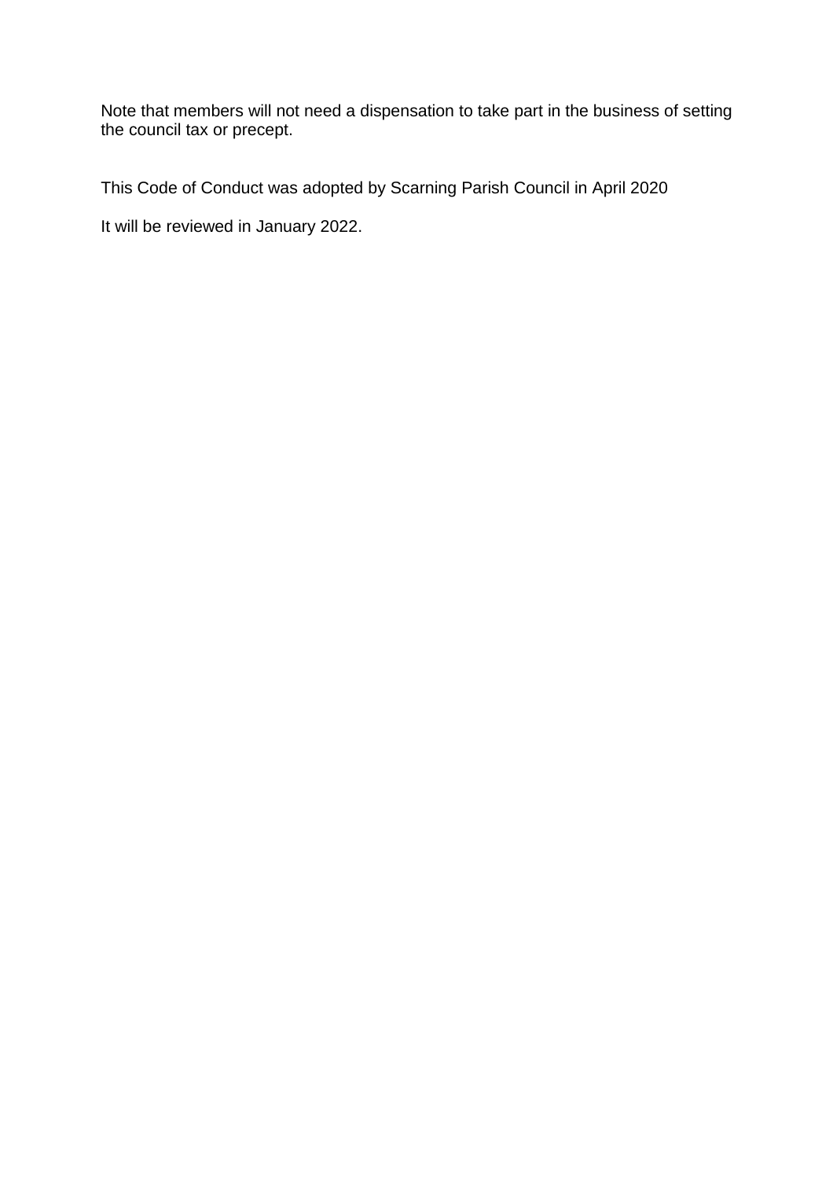Note that members will not need a dispensation to take part in the business of setting the council tax or precept.

This Code of Conduct was adopted by Scarning Parish Council in April 2020

It will be reviewed in January 2022.